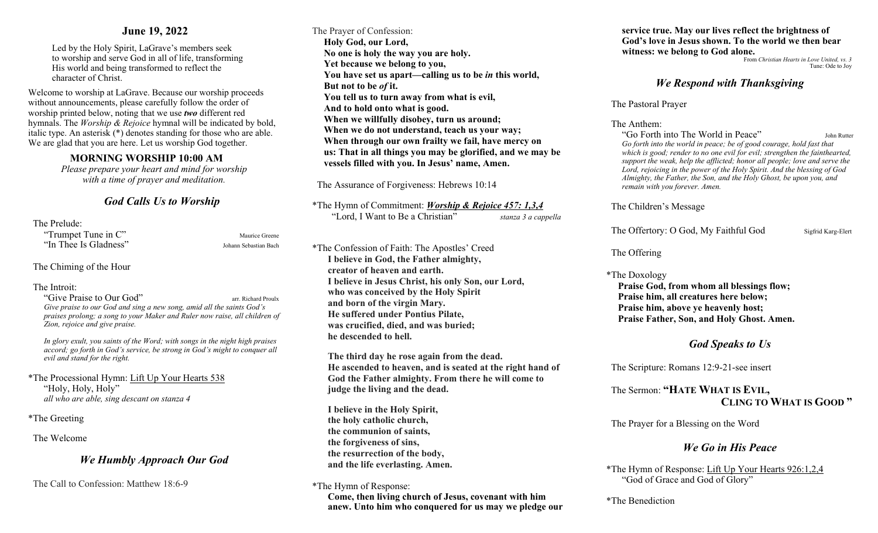# June 19, 2022

Led by the Holy Spirit, LaGrave's members seek to worship and serve God in all of life, transforming His world and being transformed to reflect the character of Christ.

Welcome to worship at LaGrave. Because our worship proceeds without announcements, please carefully follow the order of worship printed below, noting that we use ***two*** different red hymnals. The *Worship & Rejoice* hymnal will be indicated by bold, italic type. An asterisk (*) denotes standing for those who are able. We are glad that you are here. Let us worship God together.

## MORNING WORSHIP 10:00 AM

*Please prepare your heart and mind for worship with a time of prayer and meditation.*

## *God Calls Us to Worship*

The Prelude:
"Trumpet Tune in C" — Maurice Greene
"In Thee Is Gladness" — Johann Sebastian Bach

The Chiming of the Hour

The Introit:
"Give Praise to Our God" — arr. Richard Proulx
*Give praise to our God and sing a new song, amid all the saints God's praises prolong; a song to your Maker and Ruler now raise, all children of Zion, rejoice and give praise.*

*In glory exult, you saints of the Word; with songs in the night high praises accord; go forth in God's service, be strong in God's might to conquer all evil and stand for the right.*

*The Processional Hymn: Lift Up Your Hearts 538
"Holy, Holy, Holy"
*all who are able, sing descant on stanza 4*

*The Greeting

The Welcome

## *We Humbly Approach Our God*

The Call to Confession: Matthew 18:6-9

The Prayer of Confession:
**Holy God, our Lord,**
**No one is holy the way you are holy.**
**Yet because we belong to you,**
**You have set us apart—calling us to be *in* this world,**
**But not to be *of* it.**
**You tell us to turn away from what is evil,**
**And to hold onto what is good.**
**When we willfully disobey, turn us around;**
**When we do not understand, teach us your way;**
**When through our own frailty we fail, have mercy on us: That in all things you may be glorified, and we may be vessels filled with you. In Jesus' name, Amen.**

The Assurance of Forgiveness: Hebrews 10:14

*The Hymn of Commitment: ***Worship & Rejoice 457: 1,3,4***
"Lord, I Want to Be a Christian" — *stanza 3 a cappella*

*The Confession of Faith: The Apostles' Creed
**I believe in God, the Father almighty,**
**creator of heaven and earth.**
**I believe in Jesus Christ, his only Son, our Lord,**
**who was conceived by the Holy Spirit**
**and born of the virgin Mary.**
**He suffered under Pontius Pilate,**
**was crucified, died, and was buried;**
**he descended to hell.**

**The third day he rose again from the dead.**
**He ascended to heaven, and is seated at the right hand of God the Father almighty. From there he will come to judge the living and the dead.**

**I believe in the Holy Spirit,**
**the holy catholic church,**
**the communion of saints,**
**the forgiveness of sins,**
**the resurrection of the body,**
**and the life everlasting. Amen.**

*The Hymn of Response:
**Come, then living church of Jesus, covenant with him anew. Unto him who conquered for us may we pledge our service true. May our lives reflect the brightness of God's love in Jesus shown. To the world we then bear witness: we belong to God alone.**
From *Christian Hearts in Love United, vs. 3*
Tune: Ode to Joy

## *We Respond with Thanksgiving*

The Pastoral Prayer

The Anthem:
"Go Forth into The World in Peace" — John Rutter
*Go forth into the world in peace; be of good courage, hold fast that which is good; render to no one evil for evil; strengthen the fainthearted, support the weak, help the afflicted; honor all people; love and serve the Lord, rejoicing in the power of the Holy Spirit. And the blessing of God Almighty, the Father, the Son, and the Holy Ghost, be upon you, and remain with you forever. Amen.*

The Children's Message

The Offertory: O God, My Faithful God — Sigfrid Karg-Elert

The Offering

*The Doxology
**Praise God, from whom all blessings flow;**
**Praise him, all creatures here below;**
**Praise him, above ye heavenly host;**
**Praise Father, Son, and Holy Ghost. Amen.**

## *God Speaks to Us*

The Scripture: Romans 12:9-21-see insert

The Sermon: **"HATE WHAT IS EVIL, CLING TO WHAT IS GOOD"**

The Prayer for a Blessing on the Word

## *We Go in His Peace*

*The Hymn of Response: Lift Up Your Hearts 926:1,2,4
"God of Grace and God of Glory"

*The Benediction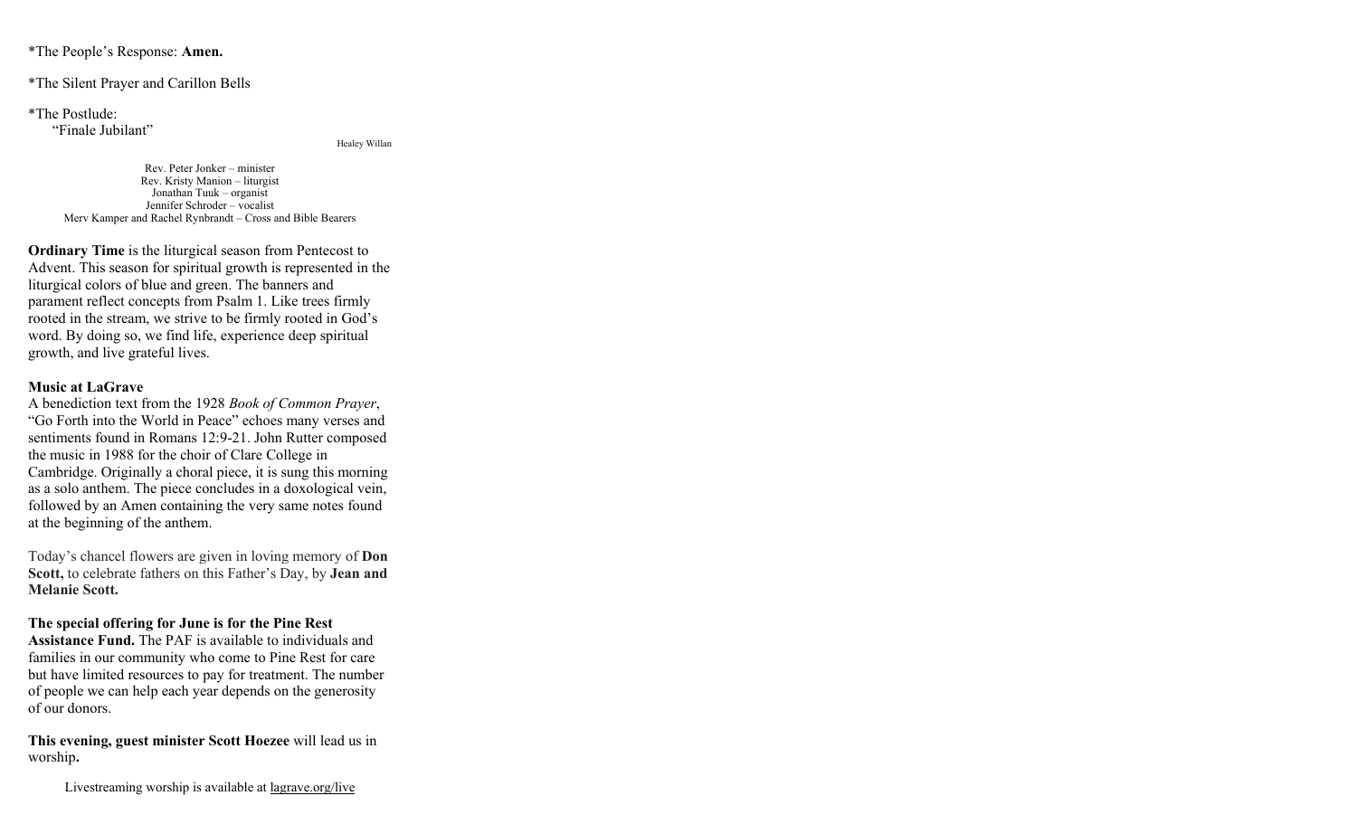*The People's Response: **Amen.**

*The Silent Prayer and Carillon Bells

*The Postlude:
"Finale Jubilant"
Healey Willan

Rev. Peter Jonker – minister
Rev. Kristy Manion – liturgist
Jonathan Tuuk – organist
Jennifer Schroder – vocalist
Merv Kamper and Rachel Rynbrandt – Cross and Bible Bearers

**Ordinary Time** is the liturgical season from Pentecost to Advent. This season for spiritual growth is represented in the liturgical colors of blue and green. The banners and parament reflect concepts from Psalm 1. Like trees firmly rooted in the stream, we strive to be firmly rooted in God's word. By doing so, we find life, experience deep spiritual growth, and live grateful lives.

**Music at LaGrave**
A benediction text from the 1928 *Book of Common Prayer*, "Go Forth into the World in Peace" echoes many verses and sentiments found in Romans 12:9-21. John Rutter composed the music in 1988 for the choir of Clare College in Cambridge. Originally a choral piece, it is sung this morning as a solo anthem. The piece concludes in a doxological vein, followed by an Amen containing the very same notes found at the beginning of the anthem.

Today's chancel flowers are given in loving memory of **Don Scott,** to celebrate fathers on this Father's Day, by **Jean and Melanie Scott.**

**The special offering for June is for the Pine Rest Assistance Fund.** The PAF is available to individuals and families in our community who come to Pine Rest for care but have limited resources to pay for treatment. The number of people we can help each year depends on the generosity of our donors.

**This evening, guest minister Scott Hoezee** will lead us in worship**.**

Livestreaming worship is available at lagrave.org/live